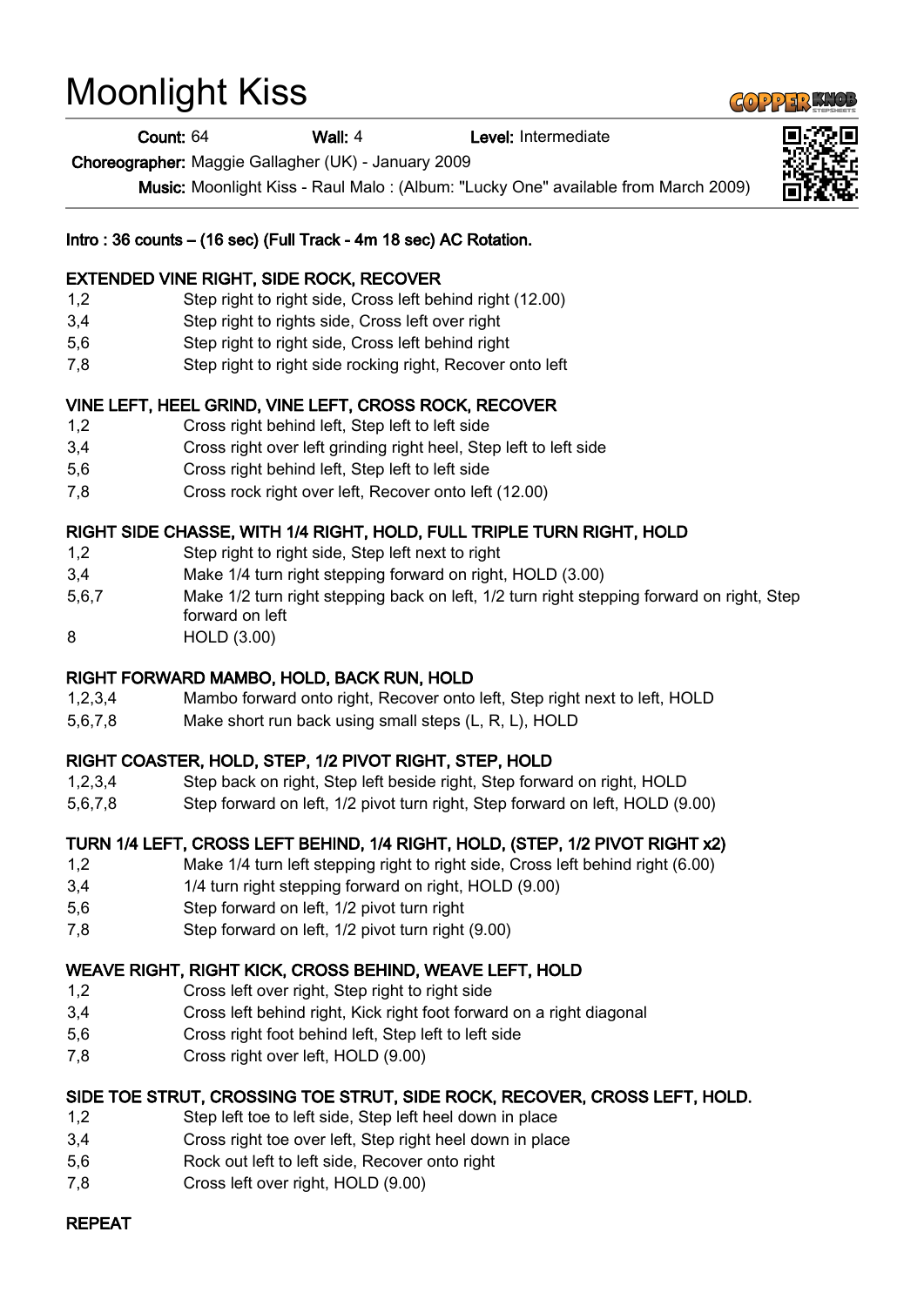# Moonlight Kiss

**Count:** 64 **Wall:** 4 **Level:** Intermediate

**Choreographer:** Maggie Gallagher (UK) - January 2009

**Music:** Moonlight Kiss - Raul Malo : (Album: "Lucky One" available from March 2009)

**Intro : 36 counts – (16 sec) (Full Track - 4m 18 sec) AC Rotation.**

**EXTENDED VINE RIGHT, SIDE ROCK, RECOVER**

| | |
|---|---|
| 1,2 | Step right to right side, Cross left behind right (12.00) |
| 3,4 | Step right to rights side, Cross left over right |
| 5,6 | Step right to right side, Cross left behind right |
| 7,8 | Step right to right side rocking right, Recover onto left |

**VINE LEFT, HEEL GRIND, VINE LEFT, CROSS ROCK, RECOVER**

| | |
|---|---|
| 1,2 | Cross right behind left, Step left to left side |
| 3,4 | Cross right over left grinding right heel, Step left to left side |
| 5,6 | Cross right behind left, Step left to left side |
| 7,8 | Cross rock right over left, Recover onto left (12.00) |

**RIGHT SIDE CHASSE, WITH 1/4 RIGHT, HOLD, FULL TRIPLE TURN RIGHT, HOLD**

| | |
|---|---|
| 1,2 | Step right to right side, Step left next to right |
| 3,4 | Make 1/4 turn right stepping forward on right, HOLD (3.00) |
| 5,6,7 | Make 1/2 turn right stepping back on left, 1/2 turn right stepping forward on right, Step forward on left |
| 8 | HOLD (3.00) |

**RIGHT FORWARD MAMBO, HOLD, BACK RUN, HOLD**

| | |
|---|---|
| 1,2,3,4 | Mambo forward onto right, Recover onto left, Step right next to left, HOLD |
| 5,6,7,8 | Make short run back using small steps (L, R, L), HOLD |

**RIGHT COASTER, HOLD, STEP, 1/2 PIVOT RIGHT, STEP, HOLD**

| | |
|---|---|
| 1,2,3,4 | Step back on right, Step left beside right, Step forward on right, HOLD |
| 5,6,7,8 | Step forward on left, 1/2 pivot turn right, Step forward on left, HOLD (9.00) |

**TURN 1/4 LEFT, CROSS LEFT BEHIND, 1/4 RIGHT, HOLD, (STEP, 1/2 PIVOT RIGHT x2)**

| | |
|---|---|
| 1,2 | Make 1/4 turn left stepping right to right side, Cross left behind right (6.00) |
| 3,4 | 1/4 turn right stepping forward on right, HOLD (9.00) |
| 5,6 | Step forward on left, 1/2 pivot turn right |
| 7,8 | Step forward on left, 1/2 pivot turn right (9.00) |

**WEAVE RIGHT, RIGHT KICK, CROSS BEHIND, WEAVE LEFT, HOLD**

| | |
|---|---|
| 1,2 | Cross left over right, Step right to right side |
| 3,4 | Cross left behind right, Kick right foot forward on a right diagonal |
| 5,6 | Cross right foot behind left, Step left to left side |
| 7,8 | Cross right over left, HOLD (9.00) |

**SIDE TOE STRUT, CROSSING TOE STRUT, SIDE ROCK, RECOVER, CROSS LEFT, HOLD.**

| | |
|---|---|
| 1,2 | Step left toe to left side, Step left heel down in place |
| 3,4 | Cross right toe over left, Step right heel down in place |
| 5,6 | Rock out left to left side, Recover onto right |
| 7,8 | Cross left over right, HOLD (9.00) |

**REPEAT**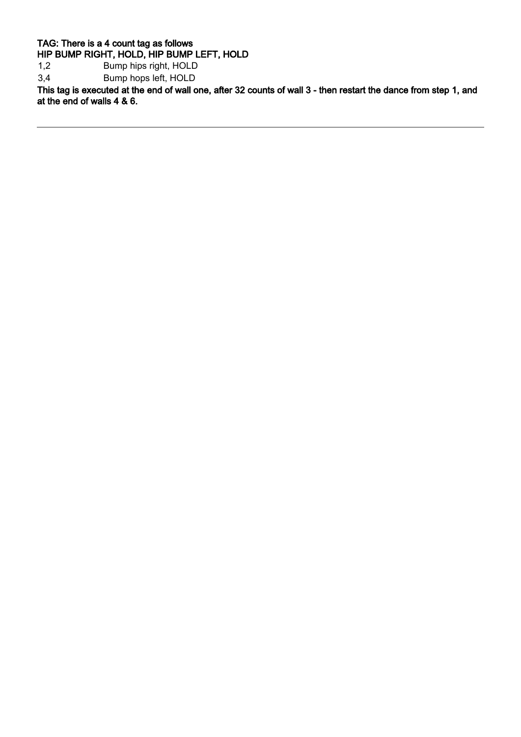**TAG: There is a 4 count tag as follows**
**HIP BUMP RIGHT, HOLD, HIP BUMP LEFT, HOLD**

| | |
|---|---|
| 1,2 | Bump hips right, HOLD |
| 3,4 | Bump hops left, HOLD |

**This tag is executed at the end of wall one, after 32 counts of wall 3 - then restart the dance from step 1, and at the end of walls 4 & 6.**

---